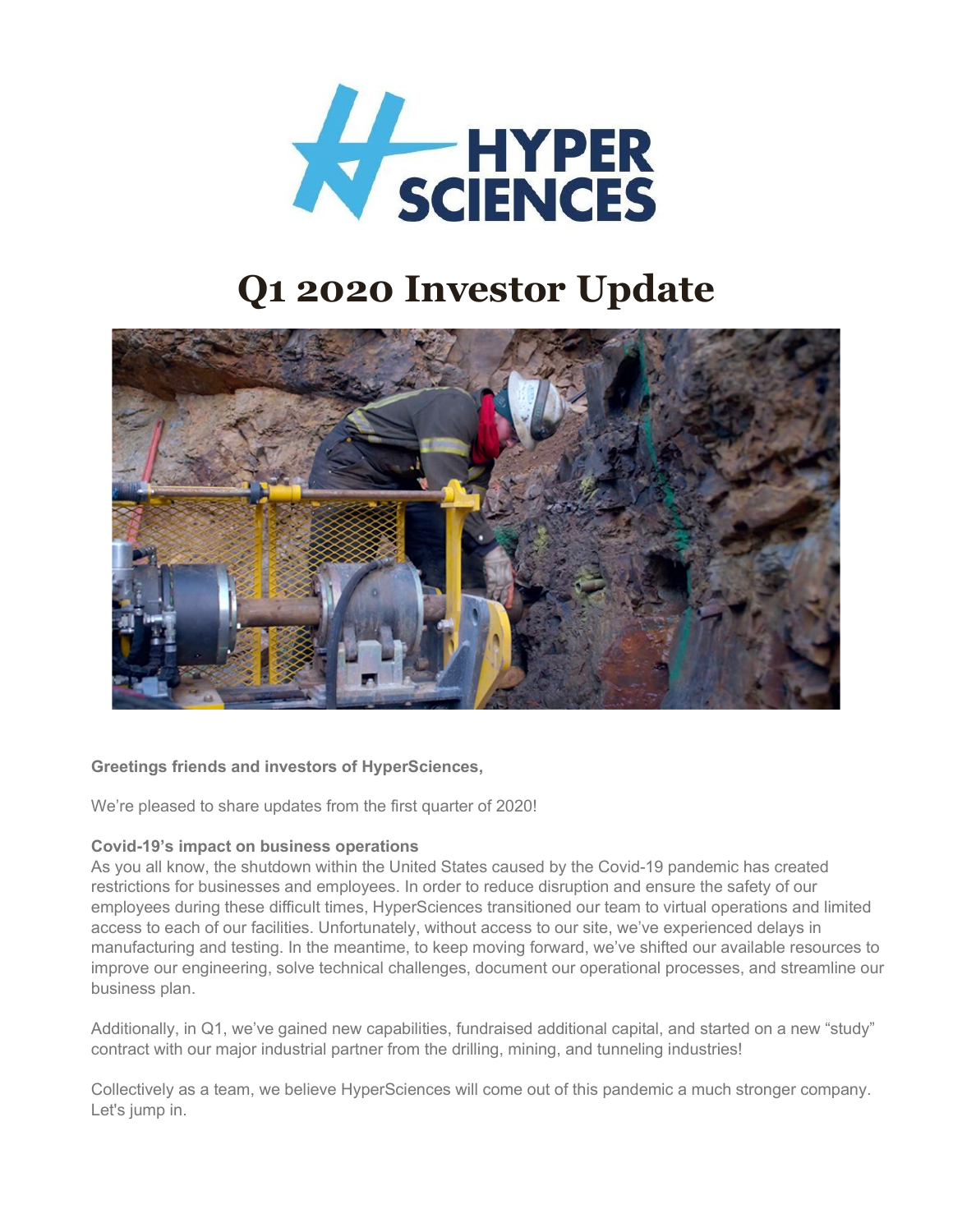# Q1 2020 Investor Update

**Greetings friends and investors of HyperSciences,**

We're pleased to share updates from the first quarter of 2020!

**Covid-19's impact on business operations**

As you all know, the shutdown within the United States caused by the Covid-19 pandemic has created restrictions for businesses and employees. In order to reduce disruption and ensure the safety of our employees during these difficult times, HyperSciences transitioned our team to virtual operations and limited access to each of our facilities. Unfortunately, without access to our site, we've experienced delays in manufacturing and testing. In the meantime, to keep moving forward, we've shifted our available resources to improve our engineering, solve technical challenges, document our operational processes, and streamline our business plan.

Additionally, in Q1, we've gained new capabilities, fundraised additional capital, and started on a new "study" contract with our major industrial partner from the drilling, mining, and tunneling industries!

Collectively as a team, we believe HyperSciences will come out of this pandemic a much stronger company. Let's jump in.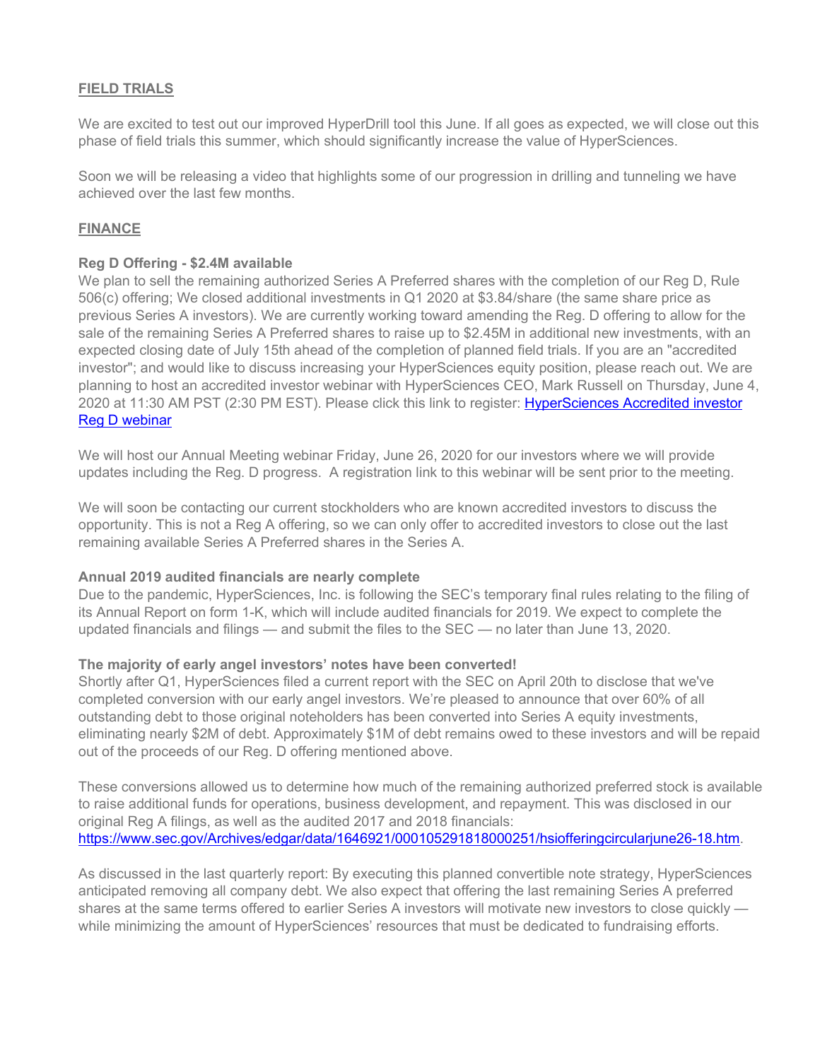## FIELD TRIALS

We are excited to test out our improved HyperDrill tool this June. If all goes as expected, we will close out this phase of field trials this summer, which should significantly increase the value of HyperSciences.

Soon we will be releasing a video that highlights some of our progression in drilling and tunneling we have achieved over the last few months.

## FINANCE

**Reg D Offering - $2.4M available**

We plan to sell the remaining authorized Series A Preferred shares with the completion of our Reg D, Rule 506(c) offering; We closed additional investments in Q1 2020 at $3.84/share (the same share price as previous Series A investors). We are currently working toward amending the Reg. D offering to allow for the sale of the remaining Series A Preferred shares to raise up to $2.45M in additional new investments, with an expected closing date of July 15th ahead of the completion of planned field trials. If you are an "accredited investor"; and would like to discuss increasing your HyperSciences equity position, please reach out. We are planning to host an accredited investor webinar with HyperSciences CEO, Mark Russell on Thursday, June 4, 2020 at 11:30 AM PST (2:30 PM EST). Please click this link to register: [HyperSciences Accredited investor Reg D webinar]()

We will host our Annual Meeting webinar Friday, June 26, 2020 for our investors where we will provide updates including the Reg. D progress. A registration link to this webinar will be sent prior to the meeting.

We will soon be contacting our current stockholders who are known accredited investors to discuss the opportunity. This is not a Reg A offering, so we can only offer to accredited investors to close out the last remaining available Series A Preferred shares in the Series A.

**Annual 2019 audited financials are nearly complete**

Due to the pandemic, HyperSciences, Inc. is following the SEC's temporary final rules relating to the filing of its Annual Report on form 1-K, which will include audited financials for 2019. We expect to complete the updated financials and filings — and submit the files to the SEC — no later than June 13, 2020.

**The majority of early angel investors' notes have been converted!**

Shortly after Q1, HyperSciences filed a current report with the SEC on April 20th to disclose that we've completed conversion with our early angel investors. We're pleased to announce that over 60% of all outstanding debt to those original noteholders has been converted into Series A equity investments, eliminating nearly $2M of debt. Approximately $1M of debt remains owed to these investors and will be repaid out of the proceeds of our Reg. D offering mentioned above.

These conversions allowed us to determine how much of the remaining authorized preferred stock is available to raise additional funds for operations, business development, and repayment. This was disclosed in our original Reg A filings, as well as the audited 2017 and 2018 financials: https://www.sec.gov/Archives/edgar/data/1646921/000105291818000251/hsiofferingcircularjune26-18.htm.

As discussed in the last quarterly report: By executing this planned convertible note strategy, HyperSciences anticipated removing all company debt. We also expect that offering the last remaining Series A preferred shares at the same terms offered to earlier Series A investors will motivate new investors to close quickly — while minimizing the amount of HyperSciences' resources that must be dedicated to fundraising efforts.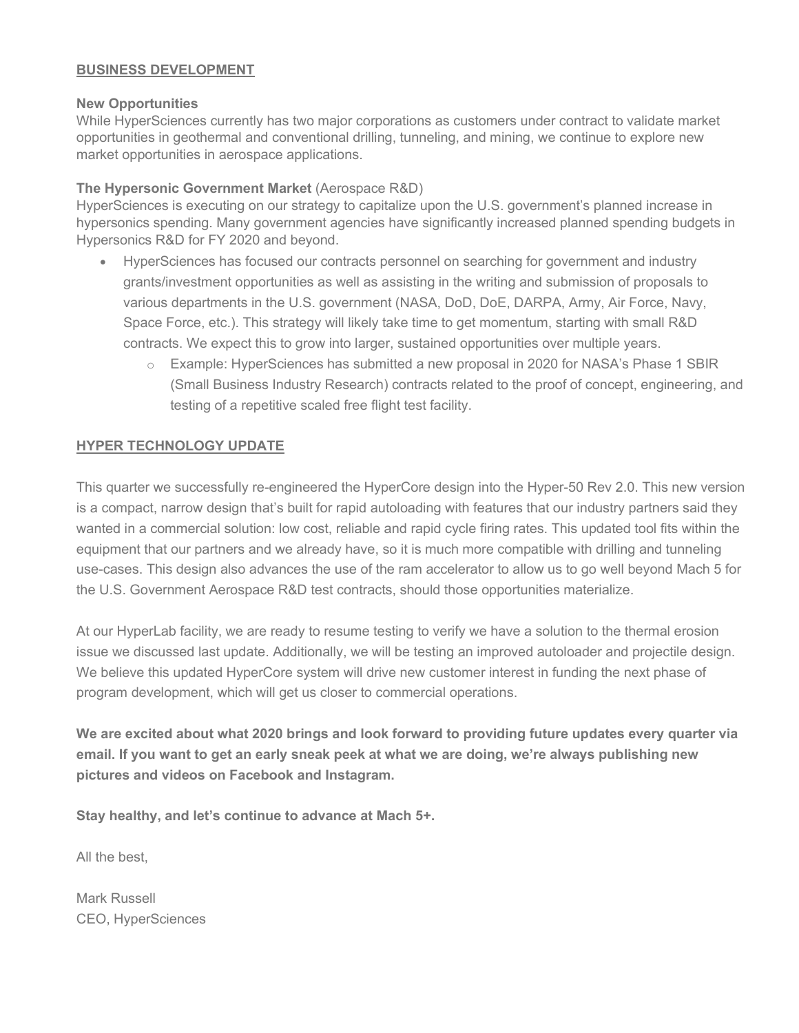## BUSINESS DEVELOPMENT

### New Opportunities

While HyperSciences currently has two major corporations as customers under contract to validate market opportunities in geothermal and conventional drilling, tunneling, and mining, we continue to explore new market opportunities in aerospace applications.

### The Hypersonic Government Market (Aerospace R&D)

HyperSciences is executing on our strategy to capitalize upon the U.S. government's planned increase in hypersonics spending. Many government agencies have significantly increased planned spending budgets in Hypersonics R&D for FY 2020 and beyond.

- HyperSciences has focused our contracts personnel on searching for government and industry grants/investment opportunities as well as assisting in the writing and submission of proposals to various departments in the U.S. government (NASA, DoD, DoE, DARPA, Army, Air Force, Navy, Space Force, etc.). This strategy will likely take time to get momentum, starting with small R&D contracts. We expect this to grow into larger, sustained opportunities over multiple years.
    - Example: HyperSciences has submitted a new proposal in 2020 for NASA's Phase 1 SBIR (Small Business Industry Research) contracts related to the proof of concept, engineering, and testing of a repetitive scaled free flight test facility.

## HYPER TECHNOLOGY UPDATE

This quarter we successfully re-engineered the HyperCore design into the Hyper-50 Rev 2.0. This new version is a compact, narrow design that's built for rapid autoloading with features that our industry partners said they wanted in a commercial solution: low cost, reliable and rapid cycle firing rates. This updated tool fits within the equipment that our partners and we already have, so it is much more compatible with drilling and tunneling use-cases. This design also advances the use of the ram accelerator to allow us to go well beyond Mach 5 for the U.S. Government Aerospace R&D test contracts, should those opportunities materialize.

At our HyperLab facility, we are ready to resume testing to verify we have a solution to the thermal erosion issue we discussed last update. Additionally, we will be testing an improved autoloader and projectile design. We believe this updated HyperCore system will drive new customer interest in funding the next phase of program development, which will get us closer to commercial operations.

**We are excited about what 2020 brings and look forward to providing future updates every quarter via email. If you want to get an early sneak peek at what we are doing, we're always publishing new pictures and videos on Facebook and Instagram.**

**Stay healthy, and let's continue to advance at Mach 5+.**

All the best,

Mark Russell
CEO, HyperSciences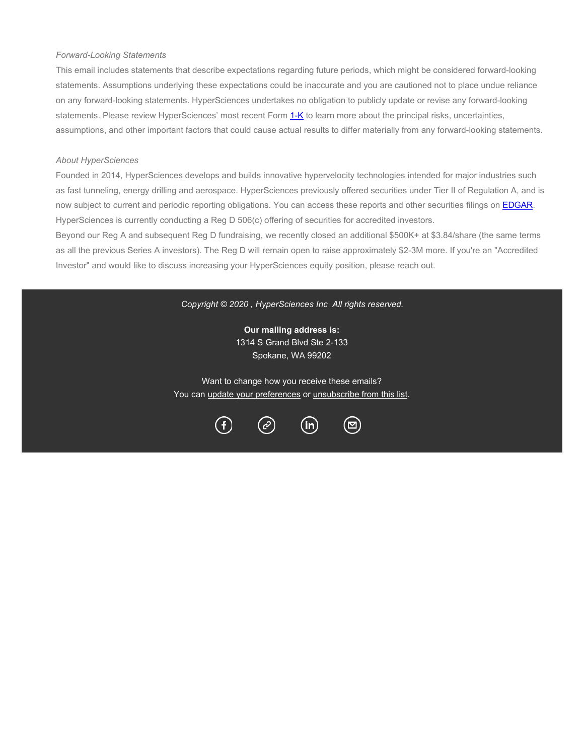*Forward-Looking Statements*

This email includes statements that describe expectations regarding future periods, which might be considered forward-looking statements. Assumptions underlying these expectations could be inaccurate and you are cautioned not to place undue reliance on any forward-looking statements. HyperSciences undertakes no obligation to publicly update or revise any forward-looking statements. Please review HyperSciences' most recent Form 1-K to learn more about the principal risks, uncertainties, assumptions, and other important factors that could cause actual results to differ materially from any forward-looking statements.

*About HyperSciences*

Founded in 2014, HyperSciences develops and builds innovative hypervelocity technologies intended for major industries such as fast tunneling, energy drilling and aerospace. HyperSciences previously offered securities under Tier II of Regulation A, and is now subject to current and periodic reporting obligations. You can access these reports and other securities filings on EDGAR. HyperSciences is currently conducting a Reg D 506(c) offering of securities for accredited investors.

Beyond our Reg A and subsequent Reg D fundraising, we recently closed an additional $500K+ at $3.84/share (the same terms as all the previous Series A investors). The Reg D will remain open to raise approximately $2-3M more. If you're an "Accredited Investor" and would like to discuss increasing your HyperSciences equity position, please reach out.

*Copyright © 2020 , HyperSciences Inc All rights reserved.*

**Our mailing address is:**
1314 S Grand Blvd Ste 2-133
Spokane, WA 99202

Want to change how you receive these emails?
You can update your preferences or unsubscribe from this list.